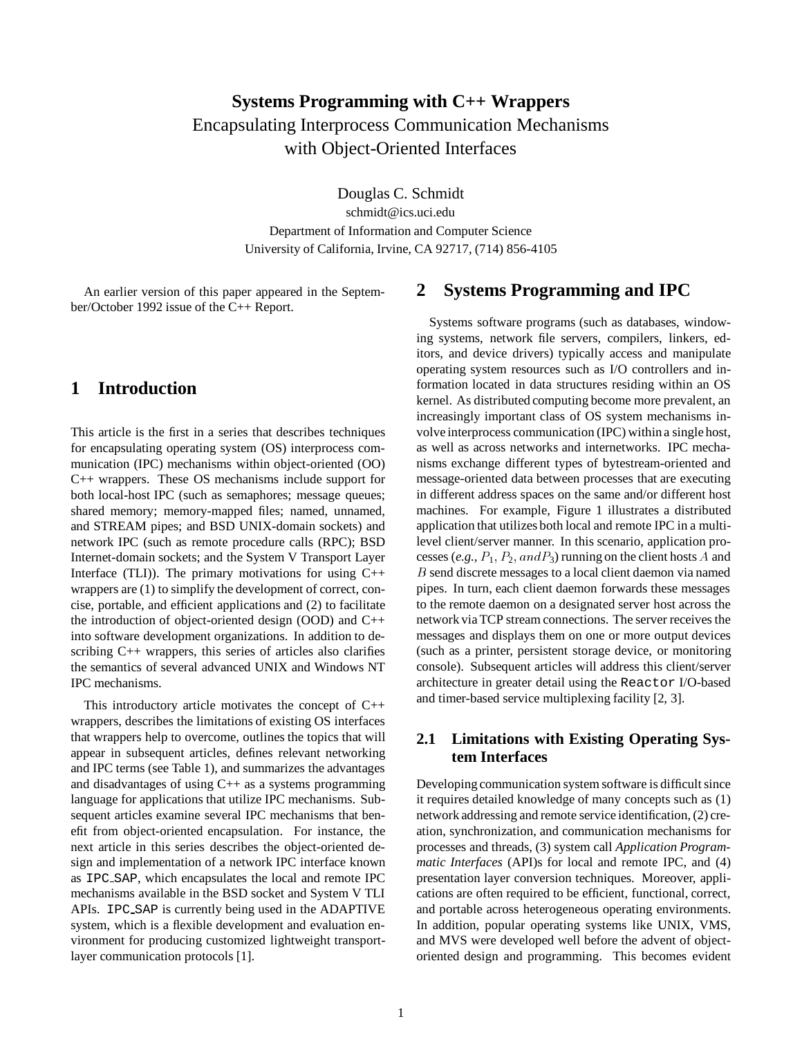# Systems Programming with C++ Wrappers

Encapsulating Interprocess Communication Mechanisms with Object-Oriented Interfaces

Douglas C. Schmidt
schmidt@ics.uci.edu
Department of Information and Computer Science
University of California, Irvine, CA 92717, (714) 856-4105

An earlier version of this paper appeared in the September/October 1992 issue of the C++ Report.

## 1 Introduction

This article is the first in a series that describes techniques for encapsulating operating system (OS) interprocess communication (IPC) mechanisms within object-oriented (OO) C++ wrappers. These OS mechanisms include support for both local-host IPC (such as semaphores; message queues; shared memory; memory-mapped files; named, unnamed, and STREAM pipes; and BSD UNIX-domain sockets) and network IPC (such as remote procedure calls (RPC); BSD Internet-domain sockets; and the System V Transport Layer Interface (TLI)). The primary motivations for using C++ wrappers are (1) to simplify the development of correct, concise, portable, and efficient applications and (2) to facilitate the introduction of object-oriented design (OOD) and C++ into software development organizations. In addition to describing C++ wrappers, this series of articles also clarifies the semantics of several advanced UNIX and Windows NT IPC mechanisms.

This introductory article motivates the concept of C++ wrappers, describes the limitations of existing OS interfaces that wrappers help to overcome, outlines the topics that will appear in subsequent articles, defines relevant networking and IPC terms (see Table 1), and summarizes the advantages and disadvantages of using C++ as a systems programming language for applications that utilize IPC mechanisms. Subsequent articles examine several IPC mechanisms that benefit from object-oriented encapsulation. For instance, the next article in this series describes the object-oriented design and implementation of a network IPC interface known as `IPC_SAP`, which encapsulates the local and remote IPC mechanisms available in the BSD socket and System V TLI APIs. `IPC_SAP` is currently being used in the ADAPTIVE system, which is a flexible development and evaluation environment for producing customized lightweight transport-layer communication protocols [1].

## 2 Systems Programming and IPC

Systems software programs (such as databases, windowing systems, network file servers, compilers, linkers, editors, and device drivers) typically access and manipulate operating system resources such as I/O controllers and information located in data structures residing within an OS kernel. As distributed computing become more prevalent, an increasingly important class of OS system mechanisms involve interprocess communication (IPC) within a single host, as well as across networks and internetworks. IPC mechanisms exchange different types of bytestream-oriented and message-oriented data between processes that are executing in different address spaces on the same and/or different host machines. For example, Figure 1 illustrates a distributed application that utilizes both local and remote IPC in a multi-level client/server manner. In this scenario, application processes (*e.g.,* $P_1, P_2, and P_3$) running on the client hosts $A$ and $B$ send discrete messages to a local client daemon via named pipes. In turn, each client daemon forwards these messages to the remote daemon on a designated server host across the network via TCP stream connections. The server receives the messages and displays them on one or more output devices (such as a printer, persistent storage device, or monitoring console). Subsequent articles will address this client/server architecture in greater detail using the `Reactor` I/O-based and timer-based service multiplexing facility [2, 3].

### 2.1 Limitations with Existing Operating System Interfaces

Developing communication system software is difficult since it requires detailed knowledge of many concepts such as (1) network addressing and remote service identification, (2) creation, synchronization, and communication mechanisms for processes and threads, (3) system call *Application Programmatic Interfaces* (API)s for local and remote IPC, and (4) presentation layer conversion techniques. Moreover, applications are often required to be efficient, functional, correct, and portable across heterogeneous operating environments. In addition, popular operating systems like UNIX, VMS, and MVS were developed well before the advent of object-oriented design and programming. This becomes evident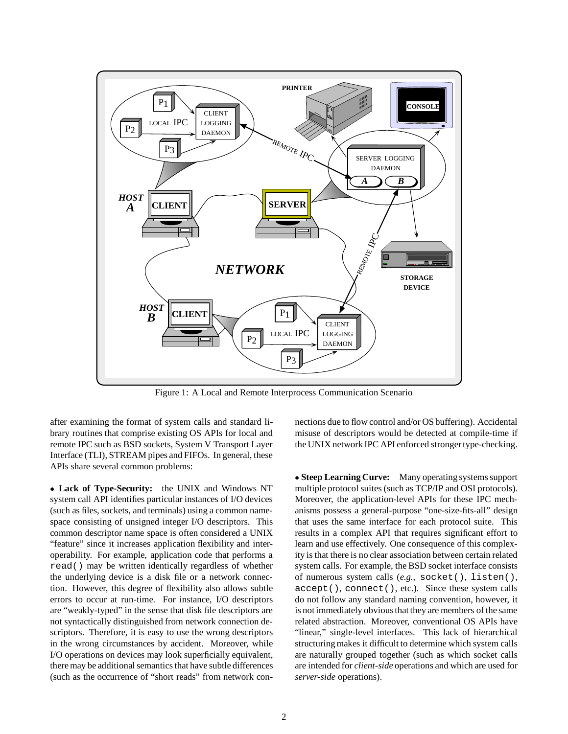Figure 1: A Local and Remote Interprocess Communication Scenario

after examining the format of system calls and standard library routines that comprise existing OS APIs for local and remote IPC such as BSD sockets, System V Transport Layer Interface (TLI), STREAM pipes and FIFOs. In general, these APIs share several common problems:

- **Lack of Type-Security:** the UNIX and Windows NT system call API identifies particular instances of I/O devices (such as files, sockets, and terminals) using a common namespace consisting of unsigned integer I/O descriptors. This common descriptor name space is often considered a UNIX "feature" since it increases application flexibility and interoperability. For example, application code that performs a `read()` may be written identically regardless of whether the underlying device is a disk file or a network connection. However, this degree of flexibility also allows subtle errors to occur at run-time. For instance, I/O descriptors are "weakly-typed" in the sense that disk file descriptors are not syntactically distinguished from network connection descriptors. Therefore, it is easy to use the wrong descriptors in the wrong circumstances by accident. Moreover, while I/O operations on devices may look superficially equivalent, there may be additional semantics that have subtle differences (such as the occurrence of "short reads" from network connections due to flow control and/or OS buffering). Accidental misuse of descriptors would be detected at compile-time if the UNIX network IPC API enforced stronger type-checking.

- **Steep Learning Curve:** Many operating systems support multiple protocol suites (such as TCP/IP and OSI protocols). Moreover, the application-level APIs for these IPC mechanisms possess a general-purpose "one-size-fits-all" design that uses the same interface for each protocol suite. This results in a complex API that requires significant effort to learn and use effectively. One consequence of this complexity is that there is no clear association between certain related system calls. For example, the BSD socket interface consists of numerous system calls (*e.g.,* `socket()`, `listen()`, `accept()`, `connect()`, etc.). Since these system calls do not follow any standard naming convention, however, it is not immediately obvious that they are members of the same related abstraction. Moreover, conventional OS APIs have "linear," single-level interfaces. This lack of hierarchical structuring makes it difficult to determine which system calls are naturally grouped together (such as which socket calls are intended for *client-side* operations and which are used for *server-side* operations).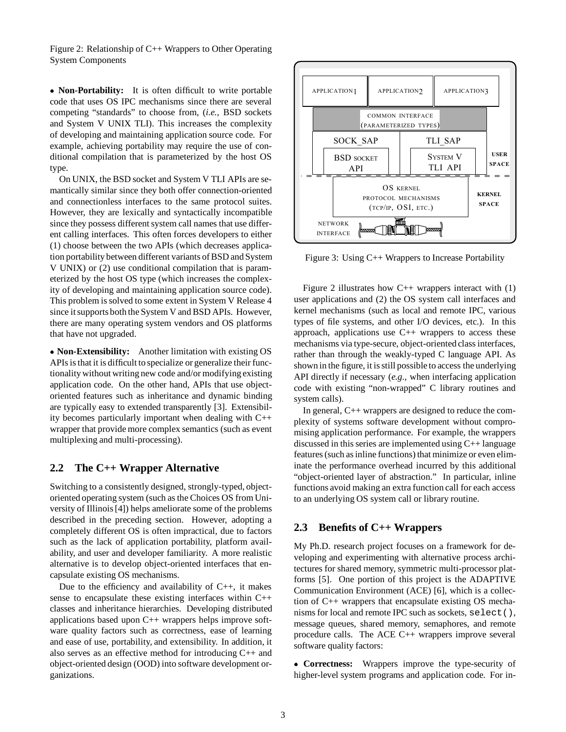Figure 2: Relationship of C++ Wrappers to Other Operating System Components

- **Non-Portability:** It is often difficult to write portable code that uses OS IPC mechanisms since there are several competing "standards" to choose from, (*i.e.,* BSD sockets and System V UNIX TLI). This increases the complexity of developing and maintaining application source code. For example, achieving portability may require the use of conditional compilation that is parameterized by the host OS type.

  On UNIX, the BSD socket and System V TLI APIs are semantically similar since they both offer connection-oriented and connectionless interfaces to the same protocol suites. However, they are lexically and syntactically incompatible since they possess different system call names that use different calling interfaces. This often forces developers to either (1) choose between the two APIs (which decreases application portability between different variants of BSD and System V UNIX) or (2) use conditional compilation that is parameterized by the host OS type (which increases the complexity of developing and maintaining application source code). This problem is solved to some extent in System V Release 4 since it supports both the System V and BSD APIs. However, there are many operating system vendors and OS platforms that have not upgraded.

- **Non-Extensibility:** Another limitation with existing OS APIs is that it is difficult to specialize or generalize their functionality without writing new code and/or modifying existing application code. On the other hand, APIs that use object-oriented features such as inheritance and dynamic binding are typically easy to extended transparently [3]. Extensibility becomes particularly important when dealing with C++ wrapper that provide more complex semantics (such as event multiplexing and multi-processing).

## 2.2 The C++ Wrapper Alternative

Switching to a consistently designed, strongly-typed, object-oriented operating system (such as the Choices OS from University of Illinois [4]) helps ameliorate some of the problems described in the preceding section. However, adopting a completely different OS is often impractical, due to factors such as the lack of application portability, platform availability, and user and developer familiarity. A more realistic alternative is to develop object-oriented interfaces that encapsulate existing OS mechanisms.

Due to the efficiency and availability of C++, it makes sense to encapsulate these existing interfaces within C++ classes and inheritance hierarchies. Developing distributed applications based upon C++ wrappers helps improve software quality factors such as correctness, ease of learning and ease of use, portability, and extensibility. In addition, it also serves as an effective method for introducing C++ and object-oriented design (OOD) into software development organizations.

Figure 3: Using C++ Wrappers to Increase Portability

Figure 2 illustrates how C++ wrappers interact with (1) user applications and (2) the OS system call interfaces and kernel mechanisms (such as local and remote IPC, various types of file systems, and other I/O devices, etc.). In this approach, applications use C++ wrappers to access these mechanisms via type-secure, object-oriented class interfaces, rather than through the weakly-typed C language API. As shown in the figure, it is still possible to access the underlying API directly if necessary (*e.g.,* when interfacing application code with existing "non-wrapped" C library routines and system calls).

In general, C++ wrappers are designed to reduce the complexity of systems software development without compromising application performance. For example, the wrappers discussed in this series are implemented using C++ language features (such as inline functions) that minimize or even eliminate the performance overhead incurred by this additional "object-oriented layer of abstraction." In particular, inline functions avoid making an extra function call for each access to an underlying OS system call or library routine.

## 2.3 Benefits of C++ Wrappers

My Ph.D. research project focuses on a framework for developing and experimenting with alternative process architectures for shared memory, symmetric multi-processor platforms [5]. One portion of this project is the ADAPTIVE Communication Environment (ACE) [6], which is a collection of C++ wrappers that encapsulate existing OS mechanisms for local and remote IPC such as sockets, `select()`, message queues, shared memory, semaphores, and remote procedure calls. The ACE C++ wrappers improve several software quality factors:

- **Correctness:** Wrappers improve the type-security of higher-level system programs and application code. For in-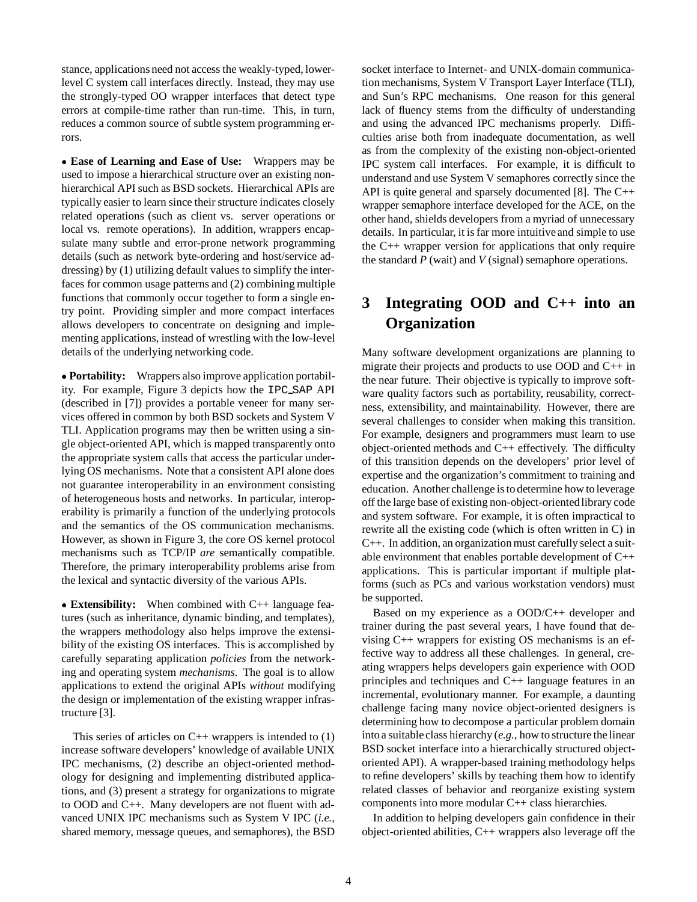stance, applications need not access the weakly-typed, lower-level C system call interfaces directly. Instead, they may use the strongly-typed OO wrapper interfaces that detect type errors at compile-time rather than run-time. This, in turn, reduces a common source of subtle system programming errors.

- **Ease of Learning and Ease of Use:** Wrappers may be used to impose a hierarchical structure over an existing non-hierarchical API such as BSD sockets. Hierarchical APIs are typically easier to learn since their structure indicates closely related operations (such as client vs. server operations or local vs. remote operations). In addition, wrappers encapsulate many subtle and error-prone network programming details (such as network byte-ordering and host/service addressing) by (1) utilizing default values to simplify the interfaces for common usage patterns and (2) combining multiple functions that commonly occur together to form a single entry point. Providing simpler and more compact interfaces allows developers to concentrate on designing and implementing applications, instead of wrestling with the low-level details of the underlying networking code.

- **Portability:** Wrappers also improve application portability. For example, Figure 3 depicts how the `IPC_SAP` API (described in [7]) provides a portable veneer for many services offered in common by both BSD sockets and System V TLI. Application programs may then be written using a single object-oriented API, which is mapped transparently onto the appropriate system calls that access the particular underlying OS mechanisms. Note that a consistent API alone does not guarantee interoperability in an environment consisting of heterogeneous hosts and networks. In particular, interoperability is primarily a function of the underlying protocols and the semantics of the OS communication mechanisms. However, as shown in Figure 3, the core OS kernel protocol mechanisms such as TCP/IP *are* semantically compatible. Therefore, the primary interoperability problems arise from the lexical and syntactic diversity of the various APIs.

- **Extensibility:** When combined with C++ language features (such as inheritance, dynamic binding, and templates), the wrappers methodology also helps improve the extensibility of the existing OS interfaces. This is accomplished by carefully separating application *policies* from the networking and operating system *mechanisms*. The goal is to allow applications to extend the original APIs *without* modifying the design or implementation of the existing wrapper infrastructure [3].

This series of articles on C++ wrappers is intended to (1) increase software developers' knowledge of available UNIX IPC mechanisms, (2) describe an object-oriented methodology for designing and implementing distributed applications, and (3) present a strategy for organizations to migrate to OOD and C++. Many developers are not fluent with advanced UNIX IPC mechanisms such as System V IPC (*i.e.,* shared memory, message queues, and semaphores), the BSD socket interface to Internet- and UNIX-domain communication mechanisms, System V Transport Layer Interface (TLI), and Sun's RPC mechanisms. One reason for this general lack of fluency stems from the difficulty of understanding and using the advanced IPC mechanisms properly. Difficulties arise both from inadequate documentation, as well as from the complexity of the existing non-object-oriented IPC system call interfaces. For example, it is difficult to understand and use System V semaphores correctly since the API is quite general and sparsely documented [8]. The C++ wrapper semaphore interface developed for the ACE, on the other hand, shields developers from a myriad of unnecessary details. In particular, it is far more intuitive and simple to use the C++ wrapper version for applications that only require the standard *P* (wait) and *V* (signal) semaphore operations.

# 3 Integrating OOD and C++ into an Organization

Many software development organizations are planning to migrate their projects and products to use OOD and C++ in the near future. Their objective is typically to improve software quality factors such as portability, reusability, correctness, extensibility, and maintainability. However, there are several challenges to consider when making this transition. For example, designers and programmers must learn to use object-oriented methods and C++ effectively. The difficulty of this transition depends on the developers' prior level of expertise and the organization's commitment to training and education. Another challenge is to determine how to leverage off the large base of existing non-object-oriented library code and system software. For example, it is often impractical to rewrite all the existing code (which is often written in C) in C++. In addition, an organization must carefully select a suitable environment that enables portable development of C++ applications. This is particular important if multiple platforms (such as PCs and various workstation vendors) must be supported.

Based on my experience as a OOD/C++ developer and trainer during the past several years, I have found that devising C++ wrappers for existing OS mechanisms is an effective way to address all these challenges. In general, creating wrappers helps developers gain experience with OOD principles and techniques and C++ language features in an incremental, evolutionary manner. For example, a daunting challenge facing many novice object-oriented designers is determining how to decompose a particular problem domain into a suitable class hierarchy (*e.g.,* how to structure the linear BSD socket interface into a hierarchically structured object-oriented API). A wrapper-based training methodology helps to refine developers' skills by teaching them how to identify related classes of behavior and reorganize existing system components into more modular C++ class hierarchies.

In addition to helping developers gain confidence in their object-oriented abilities, C++ wrappers also leverage off the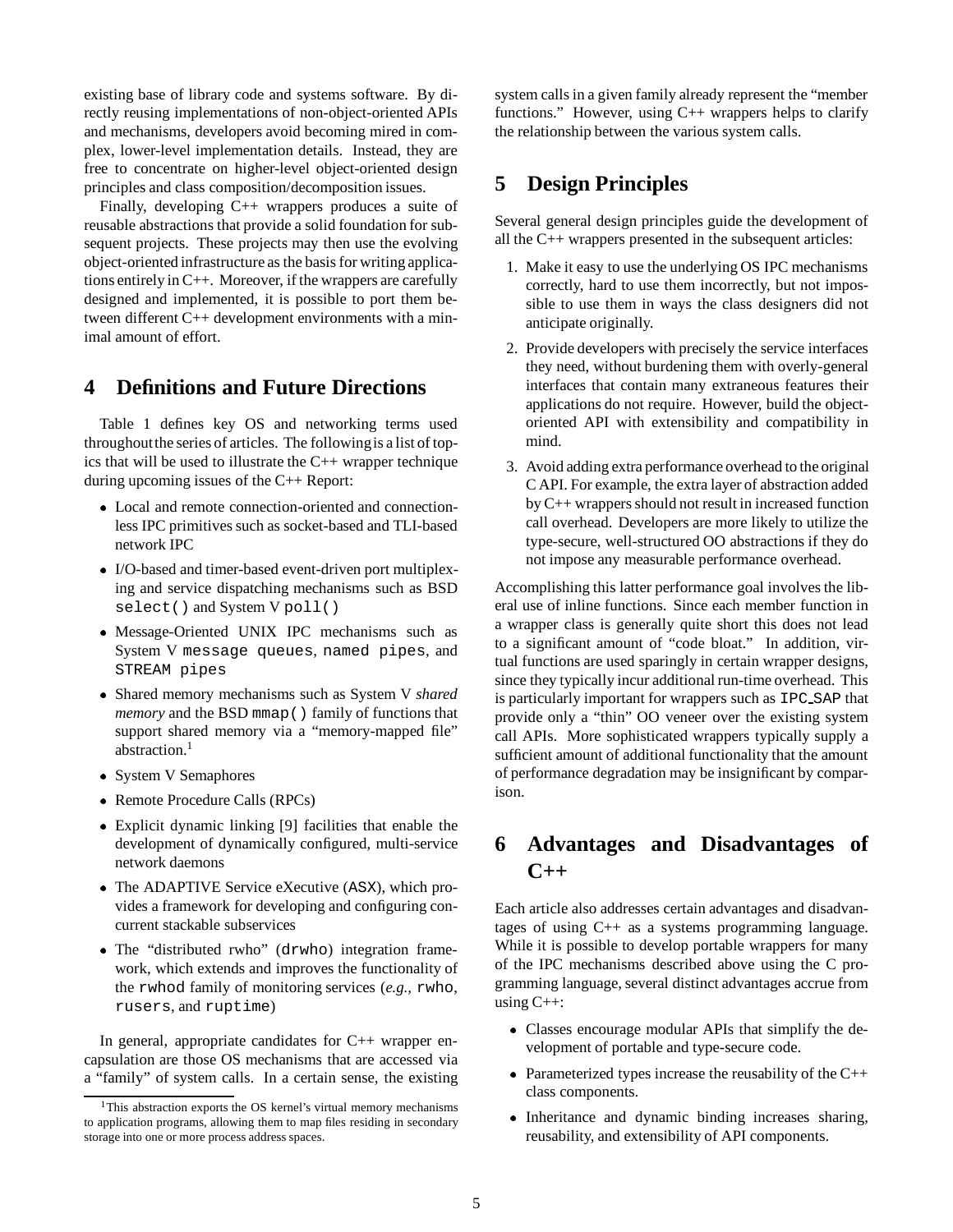existing base of library code and systems software. By directly reusing implementations of non-object-oriented APIs and mechanisms, developers avoid becoming mired in complex, lower-level implementation details. Instead, they are free to concentrate on higher-level object-oriented design principles and class composition/decomposition issues.

Finally, developing C++ wrappers produces a suite of reusable abstractions that provide a solid foundation for subsequent projects. These projects may then use the evolving object-oriented infrastructure as the basis for writing applications entirely in C++. Moreover, if the wrappers are carefully designed and implemented, it is possible to port them between different C++ development environments with a minimal amount of effort.

## 4 Definitions and Future Directions

Table 1 defines key OS and networking terms used throughout the series of articles. The following is a list of topics that will be used to illustrate the C++ wrapper technique during upcoming issues of the C++ Report:

- Local and remote connection-oriented and connectionless IPC primitives such as socket-based and TLI-based network IPC
- I/O-based and timer-based event-driven port multiplexing and service dispatching mechanisms such as BSD `select()` and System V `poll()`
- Message-Oriented UNIX IPC mechanisms such as System V `message queues`, `named pipes`, and `STREAM pipes`
- Shared memory mechanisms such as System V *shared memory* and the BSD `mmap()` family of functions that support shared memory via a "memory-mapped file" abstraction.[1]
- System V Semaphores
- Remote Procedure Calls (RPCs)
- Explicit dynamic linking [9] facilities that enable the development of dynamically configured, multi-service network daemons
- The ADAPTIVE Service eXecutive (`ASX`), which provides a framework for developing and configuring concurrent stackable subservices
- The "distributed rwho" (`drwho`) integration framework, which extends and improves the functionality of the `rwhod` family of monitoring services (*e.g.,* `rwho`, `rusers`, and `ruptime`)

In general, appropriate candidates for C++ wrapper encapsulation are those OS mechanisms that are accessed via a "family" of system calls. In a certain sense, the existing system calls in a given family already represent the "member functions." However, using C++ wrappers helps to clarify the relationship between the various system calls.

[1] This abstraction exports the OS kernel's virtual memory mechanisms to application programs, allowing them to map files residing in secondary storage into one or more process address spaces.

## 5 Design Principles

Several general design principles guide the development of all the C++ wrappers presented in the subsequent articles:

1. Make it easy to use the underlying OS IPC mechanisms correctly, hard to use them incorrectly, but not impossible to use them in ways the class designers did not anticipate originally.
2. Provide developers with precisely the service interfaces they need, without burdening them with overly-general interfaces that contain many extraneous features their applications do not require. However, build the object-oriented API with extensibility and compatibility in mind.
3. Avoid adding extra performance overhead to the original C API. For example, the extra layer of abstraction added by C++ wrappers should not result in increased function call overhead. Developers are more likely to utilize the type-secure, well-structured OO abstractions if they do not impose any measurable performance overhead.

Accomplishing this latter performance goal involves the liberal use of inline functions. Since each member function in a wrapper class is generally quite short this does not lead to a significant amount of "code bloat." In addition, virtual functions are used sparingly in certain wrapper designs, since they typically incur additional run-time overhead. This is particularly important for wrappers such as `IPC_SAP` that provide only a "thin" OO veneer over the existing system call APIs. More sophisticated wrappers typically supply a sufficient amount of additional functionality that the amount of performance degradation may be insignificant by comparison.

## 6 Advantages and Disadvantages of C++

Each article also addresses certain advantages and disadvantages of C++ as a systems programming language. While it is possible to develop portable wrappers for many of the IPC mechanisms described above using the C programming language, several distinct advantages accrue from using C++:

- Classes encourage modular APIs that simplify the development of portable and type-secure code.
- Parameterized types increase the reusability of the C++ class components.
- Inheritance and dynamic binding increases sharing, reusability, and extensibility of API components.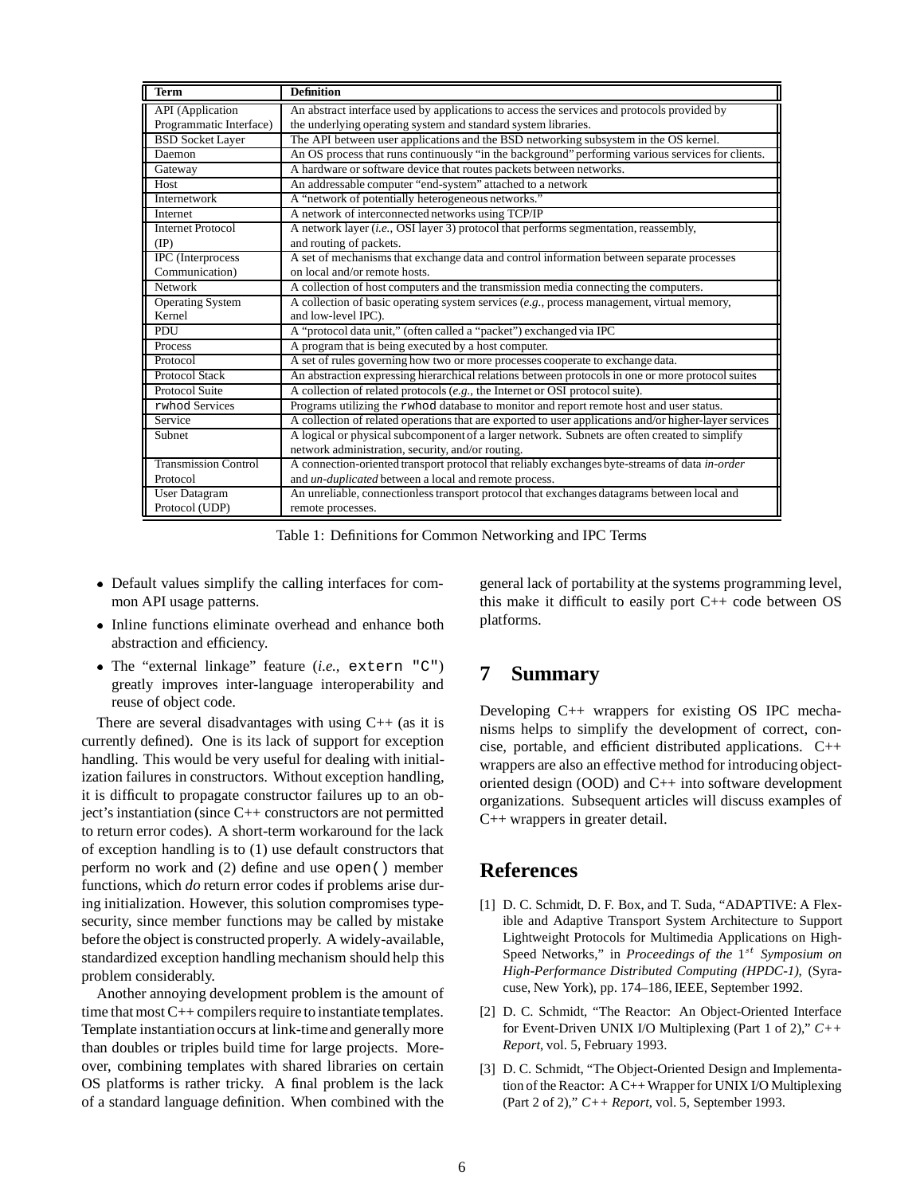| Term | Definition |
|---|---|
| API (Application Programmatic Interface) | An abstract interface used by applications to access the services and protocols provided by the underlying operating system and standard system libraries. |
| BSD Socket Layer | The API between user applications and the BSD networking subsystem in the OS kernel. |
| Daemon | An OS process that runs continuously "in the background" performing various services for clients. |
| Gateway | A hardware or software device that routes packets between networks. |
| Host | An addressable computer "end-system" attached to a network |
| Internetwork | A "network of potentially heterogeneous networks." |
| Internet | A network of interconnected networks using TCP/IP |
| Internet Protocol (IP) | A network layer (*i.e.,* OSI layer 3) protocol that performs segmentation, reassembly, and routing of packets. |
| IPC (Interprocess Communication) | A set of mechanisms that exchange data and control information between separate processes on local and/or remote hosts. |
| Network | A collection of host computers and the transmission media connecting the computers. |
| Operating System Kernel | A collection of basic operating system services (*e.g.,* process management, virtual memory, and low-level IPC). |
| PDU | A "protocol data unit," (often called a "packet") exchanged via IPC |
| Process | A program that is being executed by a host computer. |
| Protocol | A set of rules governing how two or more processes cooperate to exchange data. |
| Protocol Stack | An abstraction expressing hierarchical relations between protocols in one or more protocol suites |
| Protocol Suite | A collection of related protocols (*e.g.,* the Internet or OSI protocol suite). |
| `rwhod` Services | Programs utilizing the `rwhod` database to monitor and report remote host and user status. |
| Service | A collection of related operations that are exported to user applications and/or higher-layer services |
| Subnet | A logical or physical subcomponent of a larger network. Subnets are often created to simplify network administration, security, and/or routing. |
| Transmission Control Protocol | A connection-oriented transport protocol that reliably exchanges byte-streams of data *in-order* and *un-duplicated* between a local and remote process. |
| User Datagram Protocol (UDP) | An unreliable, connectionless transport protocol that exchanges datagrams between local and remote processes. |

Table 1: Definitions for Common Networking and IPC Terms

- Default values simplify the calling interfaces for common API usage patterns.
- Inline functions eliminate overhead and enhance both abstraction and efficiency.
- The "external linkage" feature (*i.e.,* `extern "C"`) greatly improves inter-language interoperability and reuse of object code.

There are several disadvantages with using C++ (as it is currently defined). One is its lack of support for exception handling. This would be very useful for dealing with initialization failures in constructors. Without exception handling, it is difficult to propagate constructor failures up to an object's instantiation (since C++ constructors are not permitted to return error codes). A short-term workaround for the lack of exception handling is to (1) use default constructors that perform no work and (2) define and use `open()` member functions, which *do* return error codes if problems arise during initialization. However, this solution compromises type-security, since member functions may be called by mistake before the object is constructed properly. A widely-available, standardized exception handling mechanism should help this problem considerably.

Another annoying development problem is the amount of time that most C++ compilers require to instantiate templates. Template instantiation occurs at link-time and generally more than doubles or triples build time for large projects. Moreover, combining templates with shared libraries on certain OS platforms is rather tricky. A final problem is the lack of a standard language definition. When combined with the general lack of portability at the systems programming level, this make it difficult to easily port C++ code between OS platforms.

## 7 Summary

Developing C++ wrappers for existing OS IPC mechanisms helps to simplify the development of correct, concise, portable, and efficient distributed applications. C++ wrappers are also an effective method for introducing object-oriented design (OOD) and C++ into software development organizations. Subsequent articles will discuss examples of C++ wrappers in greater detail.

## References

[1] D. C. Schmidt, D. F. Box, and T. Suda, "ADAPTIVE: A Flexible and Adaptive Transport System Architecture to Support Lightweight Protocols for Multimedia Applications on High-Speed Networks," in *Proceedings of the* $1^{st}$ *Symposium on High-Performance Distributed Computing (HPDC-1),* (Syracuse, New York), pp. 174–186, IEEE, September 1992.

[2] D. C. Schmidt, "The Reactor: An Object-Oriented Interface for Event-Driven UNIX I/O Multiplexing (Part 1 of 2)," *C++ Report*, vol. 5, February 1993.

[3] D. C. Schmidt, "The Object-Oriented Design and Implementation of the Reactor: A C++ Wrapper for UNIX I/O Multiplexing (Part 2 of 2)," *C++ Report*, vol. 5, September 1993.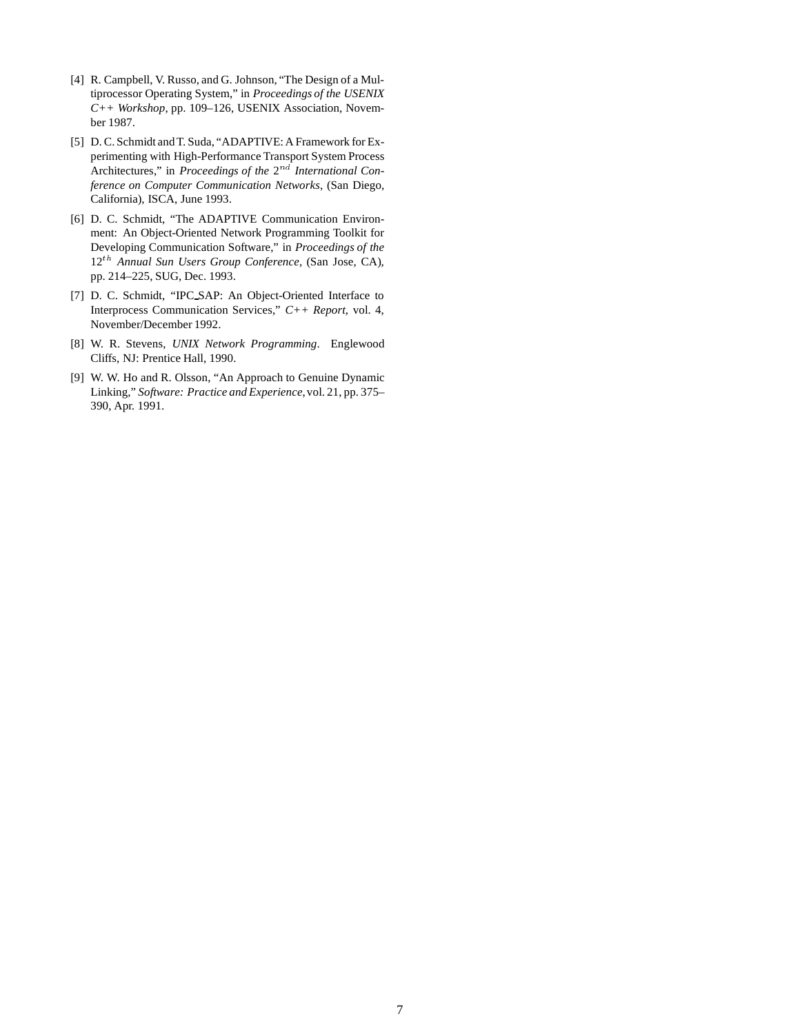[4] R. Campbell, V. Russo, and G. Johnson, "The Design of a Multiprocessor Operating System," in *Proceedings of the USENIX C++ Workshop*, pp. 109–126, USENIX Association, November 1987.

[5] D. C. Schmidt and T. Suda, "ADAPTIVE: A Framework for Experimenting with High-Performance Transport System Process Architectures," in *Proceedings of the* $2^{nd}$ *International Conference on Computer Communication Networks*, (San Diego, California), ISCA, June 1993.

[6] D. C. Schmidt, "The ADAPTIVE Communication Environment: An Object-Oriented Network Programming Toolkit for Developing Communication Software," in *Proceedings of the* $12^{th}$ *Annual Sun Users Group Conference*, (San Jose, CA), pp. 214–225, SUG, Dec. 1993.

[7] D. C. Schmidt, "IPC_SAP: An Object-Oriented Interface to Interprocess Communication Services," *C++ Report*, vol. 4, November/December 1992.

[8] W. R. Stevens, *UNIX Network Programming*. Englewood Cliffs, NJ: Prentice Hall, 1990.

[9] W. W. Ho and R. Olsson, "An Approach to Genuine Dynamic Linking," *Software: Practice and Experience*, vol. 21, pp. 375–390, Apr. 1991.